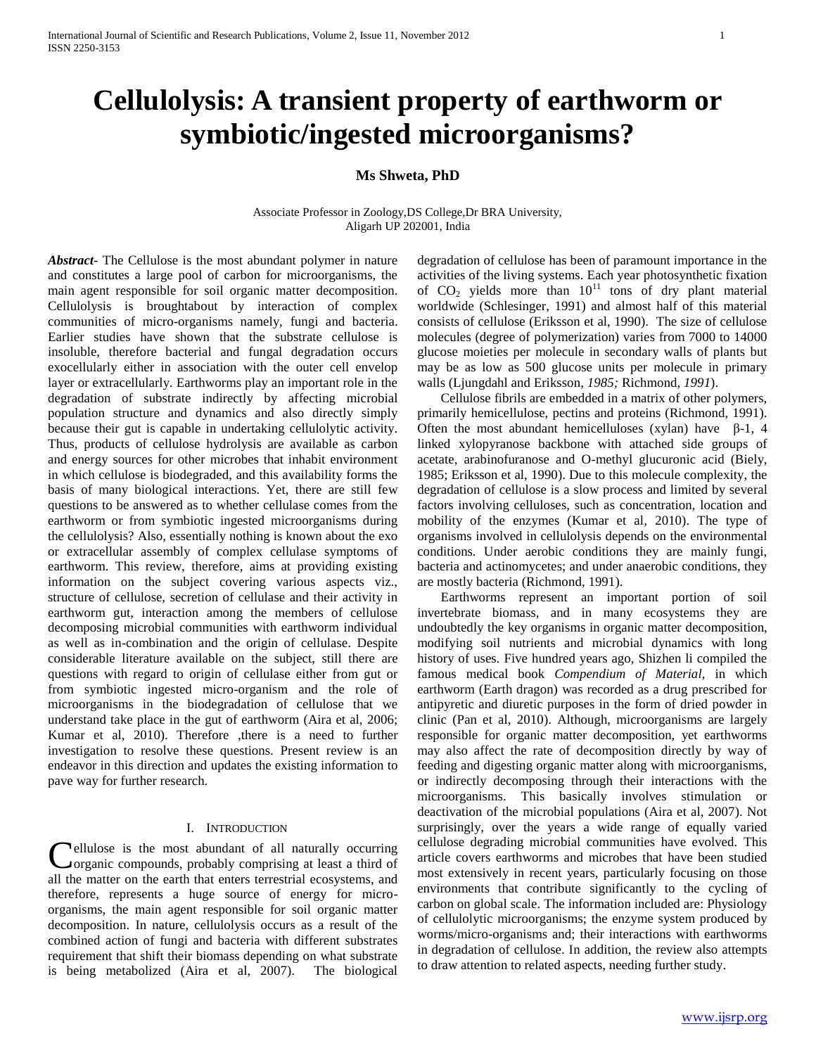# Cellulolysis: A transient property of earthworm or symbiotic/ingested microorganisms?

**Ms Shweta, PhD**

Associate Professor in Zoology,DS College,Dr BRA University, Aligarh UP 202001, India

***Abstract*-** The Cellulose is the most abundant polymer in nature and constitutes a large pool of carbon for microorganisms, the main agent responsible for soil organic matter decomposition. Cellulolysis is broughtabout by interaction of complex communities of micro-organisms namely, fungi and bacteria. Earlier studies have shown that the substrate cellulose is insoluble, therefore bacterial and fungal degradation occurs exocellularly either in association with the outer cell envelop layer or extracellularly. Earthworms play an important role in the degradation of substrate indirectly by affecting microbial population structure and dynamics and also directly simply because their gut is capable in undertaking cellulolytic activity. Thus, products of cellulose hydrolysis are available as carbon and energy sources for other microbes that inhabit environment in which cellulose is biodegraded, and this availability forms the basis of many biological interactions. Yet, there are still few questions to be answered as to whether cellulase comes from the earthworm or from symbiotic ingested microorganisms during the cellulolysis? Also, essentially nothing is known about the exo or extracellular assembly of complex cellulase symptoms of earthworm. This review, therefore, aims at providing existing information on the subject covering various aspects viz., structure of cellulose, secretion of cellulase and their activity in earthworm gut, interaction among the members of cellulose decomposing microbial communities with earthworm individual as well as in-combination and the origin of cellulase. Despite considerable literature available on the subject, still there are questions with regard to origin of cellulase either from gut or from symbiotic ingested micro-organism and the role of microorganisms in the biodegradation of cellulose that we understand take place in the gut of earthworm (Aira et al, 2006; Kumar et al, 2010). Therefore ,there is a need to further investigation to resolve these questions. Present review is an endeavor in this direction and updates the existing information to pave way for further research.

## I. Introduction

Cellulose is the most abundant of all naturally occurring organic compounds, probably comprising at least a third of all the matter on the earth that enters terrestrial ecosystems, and therefore, represents a huge source of energy for micro-organisms, the main agent responsible for soil organic matter decomposition. In nature, cellulolysis occurs as a result of the combined action of fungi and bacteria with different substrates requirement that shift their biomass depending on what substrate is being metabolized (Aira et al, 2007). The biological degradation of cellulose has been of paramount importance in the activities of the living systems. Each year photosynthetic fixation of $CO_2$ yields more than $10^{11}$ tons of dry plant material worldwide (Schlesinger, 1991) and almost half of this material consists of cellulose (Eriksson et al, 1990). The size of cellulose molecules (degree of polymerization) varies from 7000 to 14000 glucose moieties per molecule in secondary walls of plants but may be as low as 500 glucose units per molecule in primary walls (Ljungdahl and Eriksson, *1985;* Richmond, *1991*).

Cellulose fibrils are embedded in a matrix of other polymers, primarily hemicellulose, pectins and proteins (Richmond, 1991). Often the most abundant hemicelluloses (xylan) have β-1, 4 linked xylopyranose backbone with attached side groups of acetate, arabinofuranose and O-methyl glucuronic acid (Biely, 1985; Eriksson et al, 1990). Due to this molecule complexity, the degradation of cellulose is a slow process and limited by several factors involving celluloses, such as concentration, location and mobility of the enzymes (Kumar et al, 2010). The type of organisms involved in cellulolysis depends on the environmental conditions. Under aerobic conditions they are mainly fungi, bacteria and actinomycetes; and under anaerobic conditions, they are mostly bacteria (Richmond, 1991).

Earthworms represent an important portion of soil invertebrate biomass, and in many ecosystems they are undoubtedly the key organisms in organic matter decomposition, modifying soil nutrients and microbial dynamics with long history of uses. Five hundred years ago, Shizhen li compiled the famous medical book *Compendium of Material,* in which earthworm (Earth dragon) was recorded as a drug prescribed for antipyretic and diuretic purposes in the form of dried powder in clinic (Pan et al, 2010). Although, microorganisms are largely responsible for organic matter decomposition, yet earthworms may also affect the rate of decomposition directly by way of feeding and digesting organic matter along with microorganisms, or indirectly decomposing through their interactions with the microorganisms. This basically involves stimulation or deactivation of the microbial populations (Aira et al, 2007). Not surprisingly, over the years a wide range of equally varied cellulose degrading microbial communities have evolved. This article covers earthworms and microbes that have been studied most extensively in recent years, particularly focusing on those environments that contribute significantly to the cycling of carbon on global scale. The information included are: Physiology of cellulolytic microorganisms; the enzyme system produced by worms/micro-organisms and; their interactions with earthworms in degradation of cellulose. In addition, the review also attempts to draw attention to related aspects, needing further study.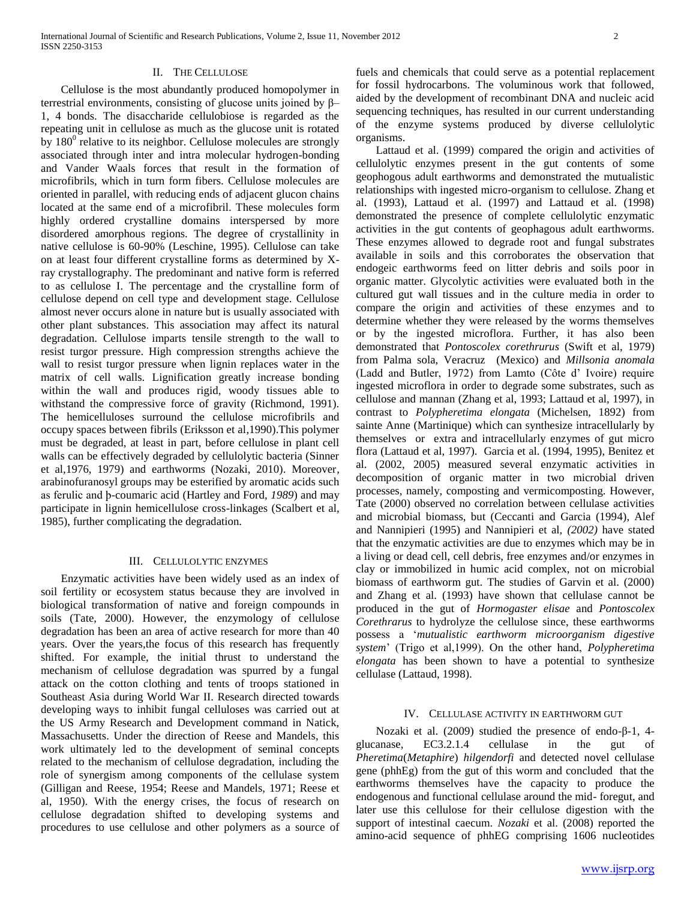## II. The Cellulose

Cellulose is the most abundantly produced homopolymer in terrestrial environments, consisting of glucose units joined by β–1, 4 bonds. The disaccharide cellulobiose is regarded as the repeating unit in cellulose as much as the glucose unit is rotated by $180^0$ relative to its neighbor. Cellulose molecules are strongly associated through inter and intra molecular hydrogen-bonding and Vander Waals forces that result in the formation of microfibrils, which in turn form fibers. Cellulose molecules are oriented in parallel, with reducing ends of adjacent glucon chains located at the same end of a microfibril. These molecules form highly ordered crystalline domains interspersed by more disordered amorphous regions. The degree of crystallinity in native cellulose is 60-90% (Leschine, 1995). Cellulose can take on at least four different crystalline forms as determined by X-ray crystallography. The predominant and native form is referred to as cellulose I. The percentage and the crystalline form of cellulose depend on cell type and development stage. Cellulose almost never occurs alone in nature but is usually associated with other plant substances. This association may affect its natural degradation. Cellulose imparts tensile strength to the wall to resist turgor pressure. High compression strengths achieve the wall to resist turgor pressure when lignin replaces water in the matrix of cell walls. Lignification greatly increase bonding within the wall and produces rigid, woody tissues able to withstand the compressive force of gravity (Richmond, 1991). The hemicelluloses surround the cellulose microfibrils and occupy spaces between fibrils (Eriksson et al,1990).This polymer must be degraded, at least in part, before cellulose in plant cell walls can be effectively degraded by cellulolytic bacteria (Sinner et al,1976, 1979) and earthworms (Nozaki, 2010). Moreover, arabinofuranosyl groups may be esterified by aromatic acids such as ferulic and þ-coumaric acid (Hartley and Ford, *1989*) and may participate in lignin hemicellulose cross-linkages (Scalbert et al, 1985), further complicating the degradation.

## III. Cellulolytic enzymes

Enzymatic activities have been widely used as an index of soil fertility or ecosystem status because they are involved in biological transformation of native and foreign compounds in soils (Tate, 2000). However, the enzymology of cellulose degradation has been an area of active research for more than 40 years. Over the years,the focus of this research has frequently shifted. For example, the initial thrust to understand the mechanism of cellulose degradation was spurred by a fungal attack on the cotton clothing and tents of troops stationed in Southeast Asia during World War II. Research directed towards developing ways to inhibit fungal celluloses was carried out at the US Army Research and Development command in Natick, Massachusetts. Under the direction of Reese and Mandels, this work ultimately led to the development of seminal concepts related to the mechanism of cellulose degradation, including the role of synergism among components of the cellulase system (Gilligan and Reese, 1954; Reese and Mandels, 1971; Reese et al, 1950). With the energy crises, the focus of research on cellulose degradation shifted to developing systems and procedures to use cellulose and other polymers as a source of fuels and chemicals that could serve as a potential replacement for fossil hydrocarbons. The voluminous work that followed, aided by the development of recombinant DNA and nucleic acid sequencing techniques, has resulted in our current understanding of the enzyme systems produced by diverse cellulolytic organisms.

Lattaud et al. (1999) compared the origin and activities of cellulolytic enzymes present in the gut contents of some geophogous adult earthworms and demonstrated the mutualistic relationships with ingested micro-organism to cellulose. Zhang et al. (1993), Lattaud et al. (1997) and Lattaud et al. (1998) demonstrated the presence of complete cellulolytic enzymatic activities in the gut contents of geophagous adult earthworms. These enzymes allowed to degrade root and fungal substrates available in soils and this corroborates the observation that endogeic earthworms feed on litter debris and soils poor in organic matter. Glycolytic activities were evaluated both in the cultured gut wall tissues and in the culture media in order to compare the origin and activities of these enzymes and to determine whether they were released by the worms themselves or by the ingested microflora. Further, it has also been demonstrated that *Pontoscolex corethrurus* (Swift et al, 1979) from Palma sola, Veracruz (Mexico) and *Millsonia anomala* (Ladd and Butler, 1972) from Lamto (Côte d' Ivoire) require ingested microflora in order to degrade some substrates, such as cellulose and mannan (Zhang et al, 1993; Lattaud et al, 1997), in contrast to *Polypheretima elongata* (Michelsen, 1892) from sainte Anne (Martinique) which can synthesize intracellularly by themselves or extra and intracellularly enzymes of gut micro flora (Lattaud et al, 1997). Garcia et al. (1994, 1995), Benitez et al. (2002, 2005) measured several enzymatic activities in decomposition of organic matter in two microbial driven processes, namely, composting and vermicomposting. However, Tate (2000) observed no correlation between cellulase activities and microbial biomass, but (Ceccanti and Garcia (1994), Alef and Nannipieri (1995) and Nannipieri et al, *(2002)* have stated that the enzymatic activities are due to enzymes which may be in a living or dead cell, cell debris, free enzymes and/or enzymes in clay or immobilized in humic acid complex, not on microbial biomass of earthworm gut. The studies of Garvin et al. (2000) and Zhang et al. (1993) have shown that cellulase cannot be produced in the gut of *Hormogaster elisae* and *Pontoscolex Corethrarus* to hydrolyze the cellulose since, these earthworms possess a '*mutualistic earthworm microorganism digestive system*' (Trigo et al,1999). On the other hand, *Polypheretima elongata* has been shown to have a potential to synthesize cellulase (Lattaud, 1998).

## IV. Cellulase activity in earthworm gut

Nozaki et al. (2009) studied the presence of endo-β-1, 4-glucanase, EC3.2.1.4 cellulase in the gut of *Pheretima*(*Metaphire*) *hilgendorfi* and detected novel cellulase gene (phhEg) from the gut of this worm and concluded that the earthworms themselves have the capacity to produce the endogenous and functional cellulase around the mid- foregut, and later use this cellulose for their cellulose digestion with the support of intestinal caecum. *Nozaki* et al. (2008) reported the amino-acid sequence of phhEG comprising 1606 nucleotides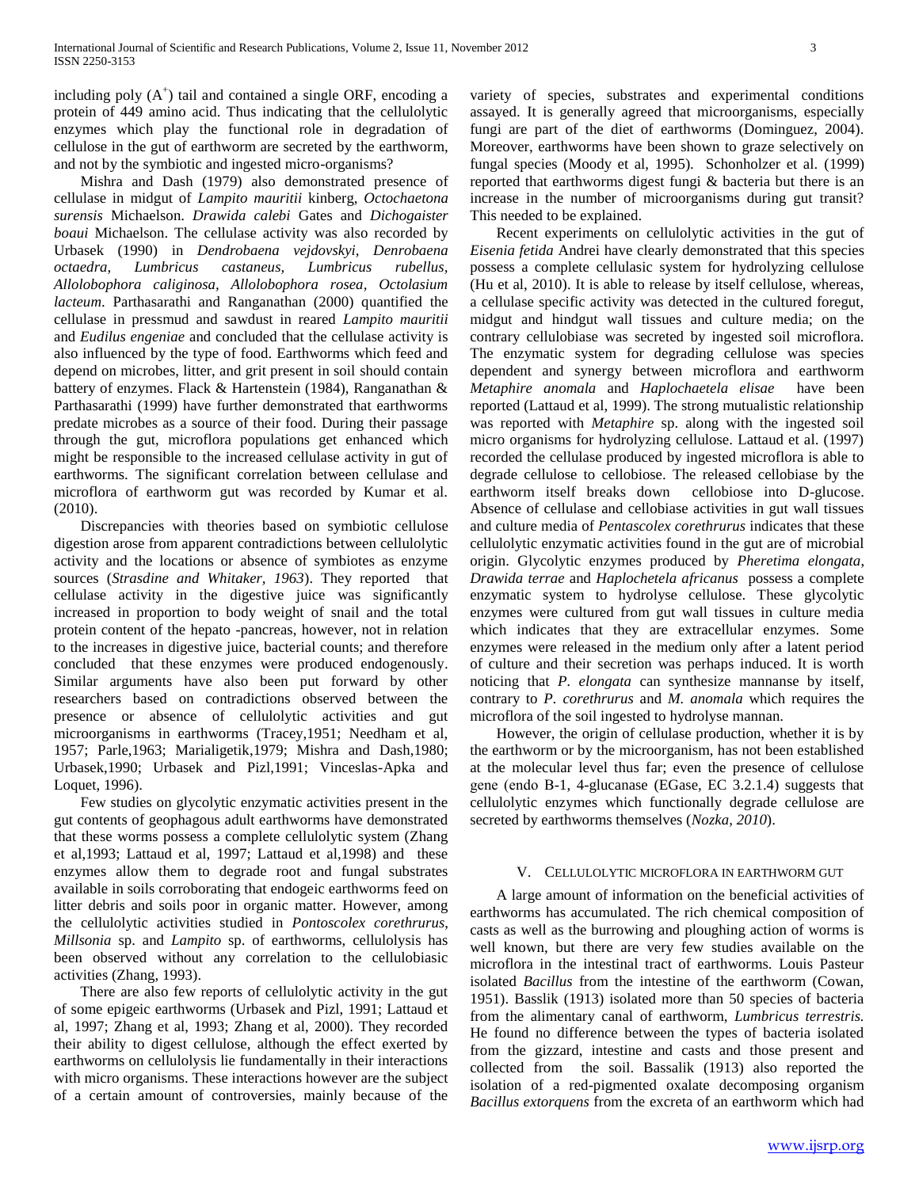including poly ($A^+$) tail and contained a single ORF, encoding a protein of 449 amino acid. Thus indicating that the cellulolytic enzymes which play the functional role in degradation of cellulose in the gut of earthworm are secreted by the earthworm, and not by the symbiotic and ingested micro-organisms?

Mishra and Dash (1979) also demonstrated presence of cellulase in midgut of *Lampito mauritii* kinberg, *Octochaetona surensis* Michaelson. *Drawida calebi* Gates and *Dichogaister boaui* Michaelson. The cellulase activity was also recorded by Urbasek (1990) in *Dendrobaena vejdovskyi, Denrobaena octaedra, Lumbricus castaneus, Lumbricus rubellus, Allolobophora caliginosa, Allolobophora rosea, Octolasium lacteum*. Parthasarathi and Ranganathan (2000) quantified the cellulase in pressmud and sawdust in reared *Lampito mauritii* and *Eudilus engeniae* and concluded that the cellulase activity is also influenced by the type of food. Earthworms which feed and depend on microbes, litter, and grit present in soil should contain battery of enzymes. Flack & Hartenstein (1984), Ranganathan & Parthasarathi (1999) have further demonstrated that earthworms predate microbes as a source of their food. During their passage through the gut, microflora populations get enhanced which might be responsible to the increased cellulase activity in gut of earthworms. The significant correlation between cellulase and microflora of earthworm gut was recorded by Kumar et al. (2010).

Discrepancies with theories based on symbiotic cellulose digestion arose from apparent contradictions between cellulolytic activity and the locations or absence of symbiotes as enzyme sources (*Strasdine and Whitaker, 1963*). They reported that cellulase activity in the digestive juice was significantly increased in proportion to body weight of snail and the total protein content of the hepato -pancreas, however, not in relation to the increases in digestive juice, bacterial counts; and therefore concluded that these enzymes were produced endogenously. Similar arguments have also been put forward by other researchers based on contradictions observed between the presence or absence of cellulolytic activities and gut microorganisms in earthworms (Tracey,1951; Needham et al, 1957; Parle,1963; Marialigetik,1979; Mishra and Dash,1980; Urbasek,1990; Urbasek and Pizl,1991; Vinceslas-Apka and Loquet, 1996).

Few studies on glycolytic enzymatic activities present in the gut contents of geophagous adult earthworms have demonstrated that these worms possess a complete cellulolytic system (Zhang et al,1993; Lattaud et al, 1997; Lattaud et al,1998) and these enzymes allow them to degrade root and fungal substrates available in soils corroborating that endogeic earthworms feed on litter debris and soils poor in organic matter. However, among the cellulolytic activities studied in *Pontoscolex corethrurus, Millsonia* sp. and *Lampito* sp. of earthworms, cellulolysis has been observed without any correlation to the cellubiasic activities (Zhang, 1993).

There are also few reports of cellulolytic activity in the gut of some epigeic earthworms (Urbasek and Pizl, 1991; Lattaud et al, 1997; Zhang et al, 1993; Zhang et al, 2000). They recorded their ability to digest cellulose, although the effect exerted by earthworms on cellulolysis lie fundamentally in their interactions with micro organisms. These interactions however are the subject of a certain amount of controversies, mainly because of the variety of species, substrates and experimental conditions assayed. It is generally agreed that microorganisms, especially fungi are part of the diet of earthworms (Dominguez, 2004). Moreover, earthworms have been shown to graze selectively on fungal species (Moody et al, 1995). Schonholzer et al. (1999) reported that earthworms digest fungi & bacteria but there is an increase in the number of microorganisms during gut transit? This needed to be explained.

Recent experiments on cellulolytic activities in the gut of *Eisenia fetida* Andrei have clearly demonstrated that this species possess a complete cellulasic system for hydrolyzing cellulose (Hu et al, 2010). It is able to release by itself cellulose, whereas, a cellulase specific activity was detected in the cultured foregut, midgut and hindgut wall tissues and culture media; on the contrary cellulobiase was secreted by ingested soil microflora. The enzymatic system for degrading cellulose was species dependent and synergy between microflora and earthworm *Metaphire anomala* and *Haplochaetela elisae* have been reported (Lattaud et al, 1999). The strong mutualistic relationship was reported with *Metaphire* sp. along with the ingested soil micro organisms for hydrolyzing cellulose. Lattaud et al. (1997) recorded the cellulase produced by ingested microflora is able to degrade cellulose to cellobiose. The released cellobiase by the earthworm itself breaks down cellobiose into D-glucose. Absence of cellulase and cellobiase activities in gut wall tissues and culture media of *Pentascolex corethrurus* indicates that these cellulolytic enzymatic activities found in the gut are of microbial origin. Glycolytic enzymes produced by *Pheretima elongata, Drawida terrae* and *Haplochetela africanus* possess a complete enzymatic system to hydrolyse cellulose. These glycolytic enzymes were cultured from gut wall tissues in culture media which indicates that they are extracellular enzymes. Some enzymes were released in the medium only after a latent period of culture and their secretion was perhaps induced. It is worth noticing that *P. elongata* can synthesize mannanse by itself, contrary to *P. corethrurus* and *M. anomala* which requires the microflora of the soil ingested to hydrolyse mannan.

However, the origin of cellulase production, whether it is by the earthworm or by the microorganism, has not been established at the molecular level thus far; even the presence of cellulose gene (endo B-1, 4-glucanase (EGase, EC 3.2.1.4) suggests that cellulolytic enzymes which functionally degrade cellulose are secreted by earthworms themselves (*Nozka, 2010*).

## V. Cellulolytic microflora in earthworm gut

A large amount of information on the beneficial activities of earthworms has accumulated. The rich chemical composition of casts as well as the burrowing and ploughing action of worms is well known, but there are very few studies available on the microflora in the intestinal tract of earthworms. Louis Pasteur isolated *Bacillus* from the intestine of the earthworm (Cowan, 1951). Basslik (1913) isolated more than 50 species of bacteria from the alimentary canal of earthworm, *Lumbricus terrestris.* He found no difference between the types of bacteria isolated from the gizzard, intestine and casts and those present and collected from the soil. Bassalik (1913) also reported the isolation of a red-pigmented oxalate decomposing organism *Bacillus extorquens* from the excreta of an earthworm which had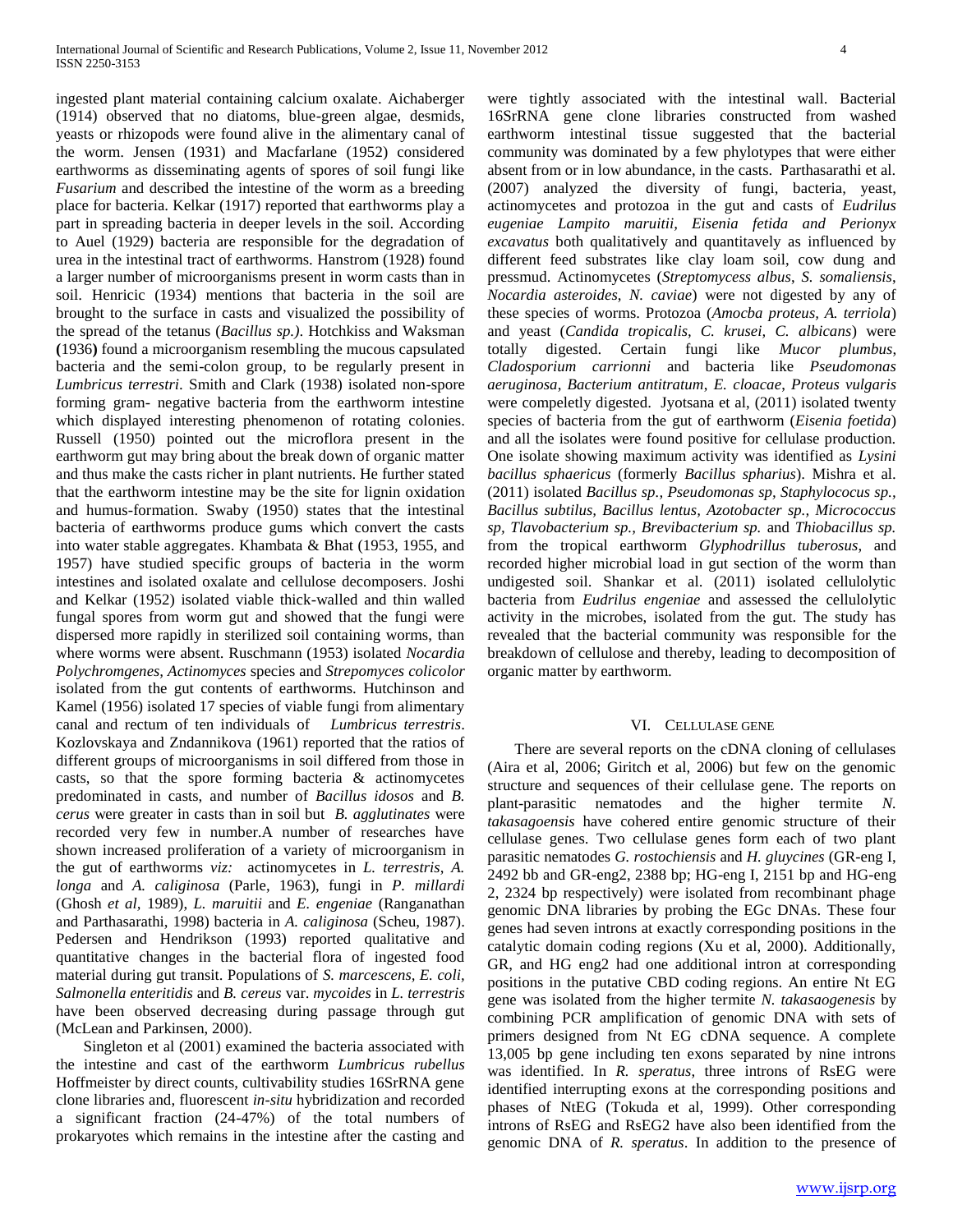ingested plant material containing calcium oxalate. Aichaberger (1914) observed that no diatoms, blue-green algae, desmids, yeasts or rhizopods were found alive in the alimentary canal of the worm. Jensen (1931) and Macfarlane (1952) considered earthworms as disseminating agents of spores of soil fungi like *Fusarium* and described the intestine of the worm as a breeding place for bacteria. Kelkar (1917) reported that earthworms play a part in spreading bacteria in deeper levels in the soil. According to Auel (1929) bacteria are responsible for the degradation of urea in the intestinal tract of earthworms. Hanstrom (1928) found a larger number of microorganisms present in worm casts than in soil. Henricic (1934) mentions that bacteria in the soil are brought to the surface in casts and visualized the possibility of the spread of the tetanus (*Bacillus sp.)*. Hotchkiss and Waksman **(**1936**)** found a microorganism resembling the mucous capsulated bacteria and the semi-colon group, to be regularly present in *Lumbricus terrestri*. Smith and Clark (1938) isolated non-spore forming gram- negative bacteria from the earthworm intestine which displayed interesting phenomenon of rotating colonies. Russell (1950) pointed out the microflora present in the earthworm gut may bring about the break down of organic matter and thus make the casts richer in plant nutrients. He further stated that the earthworm intestine may be the site for lignin oxidation and humus-formation. Swaby (1950) states that the intestinal bacteria of earthworms produce gums which convert the casts into water stable aggregates. Khambata & Bhat (1953, 1955, and 1957) have studied specific groups of bacteria in the worm intestines and isolated oxalate and cellulose decomposers. Joshi and Kelkar (1952) isolated viable thick-walled and thin walled fungal spores from worm gut and showed that the fungi were dispersed more rapidly in sterilized soil containing worms, than where worms were absent. Ruschmann (1953) isolated *Nocardia Polychromgenes, Actinomyces* species and *Strepomyces colicolor* isolated from the gut contents of earthworms. Hutchinson and Kamel (1956) isolated 17 species of viable fungi from alimentary canal and rectum of ten individuals of *Lumbricus terrestris*. Kozlovskaya and Zndannikova (1961) reported that the ratios of different groups of microorganisms in soil differed from those in casts, so that the spore forming bacteria & actinomycetes predominated in casts, and number of *Bacillus idosos* and *B. cerus* were greater in casts than in soil but *B. agglutinates* were recorded very few in number.A number of researches have shown increased proliferation of a variety of microorganism in the gut of earthworms *viz:* actinomycetes in *L. terrestris*, *A. longa* and *A. caliginosa* (Parle, 1963), fungi in *P. millardi* (Ghosh *et al,* 1989), *L. maruitii* and *E. engeniae* (Ranganathan and Parthasarathi, 1998) bacteria in *A. caliginosa* (Scheu, 1987). Pedersen and Hendrikson (1993) reported qualitative and quantitative changes in the bacterial flora of ingested food material during gut transit. Populations of *S. marcescens, E. coli*, *Salmonella enteritidis* and *B. cereus* var. *mycoides* in *L. terrestris* have been observed decreasing during passage through gut (McLean and Parkinsen, 2000).

Singleton et al (2001) examined the bacteria associated with the intestine and cast of the earthworm *Lumbricus rubellus* Hoffmeister by direct counts, cultivability studies 16SrRNA gene clone libraries and, fluorescent *in-situ* hybridization and recorded a significant fraction (24-47%) of the total numbers of prokaryotes which remains in the intestine after the casting and were tightly associated with the intestinal wall. Bacterial 16SrRNA gene clone libraries constructed from washed earthworm intestinal tissue suggested that the bacterial community was dominated by a few phylotypes that were either absent from or in low abundance, in the casts. Parthasarathi et al. (2007) analyzed the diversity of fungi, bacteria, yeast, actinomycetes and protozoa in the gut and casts of *Eudrilus eugeniae Lampito maruitii, Eisenia fetida and Perionyx excavatus* both qualitatively and quantitavely as influenced by different feed substrates like clay loam soil, cow dung and pressmud. Actinomycetes (*Streptomycess albus, S. somaliensis, Nocardia asteroides, N. caviae*) were not digested by any of these species of worms. Protozoa (*Amocba proteus, A. terriola*) and yeast (*Candida tropicalis, C. krusei, C. albicans*) were totally digested. Certain fungi like *Mucor plumbus, Cladosporium carrionni* and bacteria like *Pseudomonas aeruginosa, Bacterium antitratum, E. cloacae, Proteus vulgaris* were compeletly digested. Jyotsana et al, (2011) isolated twenty species of bacteria from the gut of earthworm (*Eisenia foetida*) and all the isolates were found positive for cellulase production. One isolate showing maximum activity was identified as *Lysini bacillus sphaericus* (formerly *Bacillus spharius*). Mishra et al. (2011) isolated *Bacillus sp., Pseudomonas sp, Staphylococus sp., Bacillus subtilus, Bacillus lentus, Azotobacter sp., Micrococcus sp, Tlavobacterium sp., Brevibacterium sp.* and *Thiobacillus sp.* from the tropical earthworm *Glyphodrillus tuberosus,* and recorded higher microbial load in gut section of the worm than undigested soil. Shankar et al. (2011) isolated cellulolytic bacteria from *Eudrilus engeniae* and assessed the cellulolytic activity in the microbes, isolated from the gut. The study has revealed that the bacterial community was responsible for the breakdown of cellulose and thereby, leading to decomposition of organic matter by earthworm.

## VI. Cellulase gene

There are several reports on the cDNA cloning of cellulases (Aira et al, 2006; Giritch et al, 2006) but few on the genomic structure and sequences of their cellulase gene. The reports on plant-parasitic nematodes and the higher termite *N. takasagoensis* have cohered entire genomic structure of their cellulase genes. Two cellulase genes form each of two plant parasitic nematodes *G. rostochiensis* and *H. gluycines* (GR-eng I, 2492 bb and GR-eng2, 2388 bp; HG-eng I, 2151 bp and HG-eng 2, 2324 bp respectively) were isolated from recombinant phage genomic DNA libraries by probing the EGc DNAs. These four genes had seven introns at exactly corresponding positions in the catalytic domain coding regions (Xu et al, 2000). Additionally, GR, and HG eng2 had one additional intron at corresponding positions in the putative CBD coding regions. An entire Nt EG gene was isolated from the higher termite *N. takasaogenesis* by combining PCR amplification of genomic DNA with sets of primers designed from Nt EG cDNA sequence. A complete 13,005 bp gene including ten exons separated by nine introns was identified. In *R. speratus*, three introns of RsEG were identified interrupting exons at the corresponding positions and phases of NtEG (Tokuda et al, 1999). Other corresponding introns of RsEG and RsEG2 have also been identified from the genomic DNA of *R. speratus*. In addition to the presence of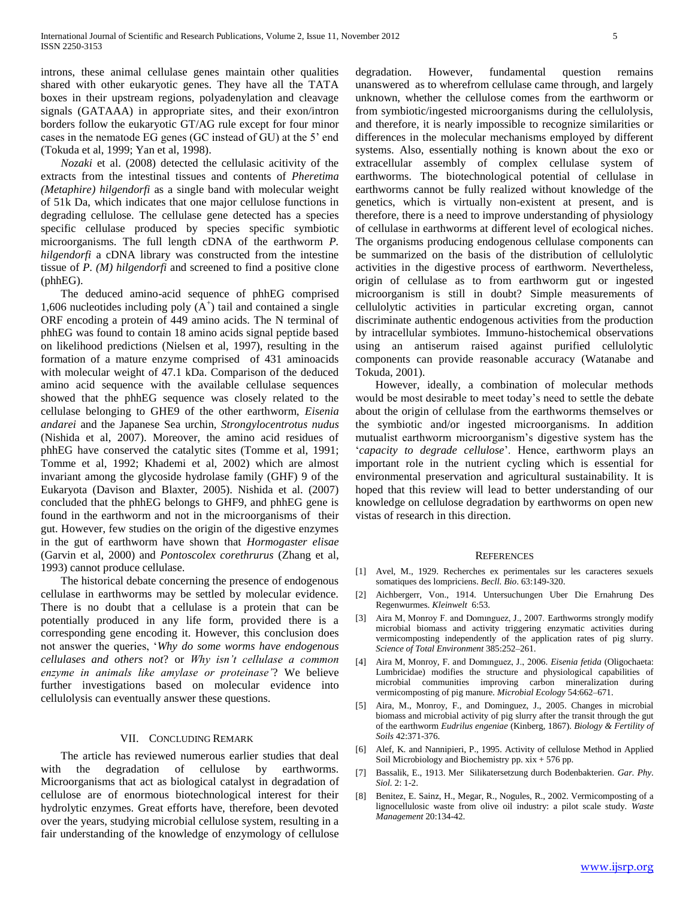introns, these animal cellulase genes maintain other qualities shared with other eukaryotic genes. They have all the TATA boxes in their upstream regions, polyadenylation and cleavage signals (GATAAA) in appropriate sites, and their exon/intron borders follow the eukaryotic GT/AG rule except for four minor cases in the nematode EG genes (GC instead of GU) at the 5' end (Tokuda et al, 1999; Yan et al, 1998).

*Nozaki* et al. (2008) detected the cellulasic acitivity of the extracts from the intestinal tissues and contents of *Pheretima (Metaphire) hilgendorfi* as a single band with molecular weight of 51k Da, which indicates that one major cellulose functions in degrading cellulose. The cellulase gene detected has a species specific cellulase produced by species specific symbiotic microorganisms. The full length cDNA of the earthworm *P. hilgendorfi* a cDNA library was constructed from the intestine tissue of *P. (M) hilgendorfi* and screened to find a positive clone (phhEG).

The deduced amino-acid sequence of phhEG comprised 1,606 nucleotides including poly ($A^+$) tail and contained a single ORF encoding a protein of 449 amino acids. The N terminal of phhEG was found to contain 18 amino acids signal peptide based on likelihood predictions (Nielsen et al, 1997), resulting in the formation of a mature enzyme comprised of 431 aminoacids with molecular weight of 47.1 kDa. Comparison of the deduced amino acid sequence with the available cellulase sequences showed that the phhEG sequence was closely related to the cellulase belonging to GHE9 of the other earthworm, *Eisenia andarei* and the Japanese Sea urchin, *Strongylocentrotus nudus* (Nishida et al, 2007). Moreover, the amino acid residues of phhEG have conserved the catalytic sites (Tomme et al, 1991; Tomme et al, 1992; Khademi et al, 2002) which are almost invariant among the glycoside hydrolase family (GHF) 9 of the Eukaryota (Davison and Blaxter, 2005). Nishida et al. (2007) concluded that the phhEG belongs to GHF9, and phhEG gene is found in the earthworm and not in the microorganisms of their gut. However, few studies on the origin of the digestive enzymes in the gut of earthworm have shown that *Hormogaster elisae* (Garvin et al, 2000) and *Pontoscolex corethrurus* (Zhang et al, 1993) cannot produce cellulase.

The historical debate concerning the presence of endogenous cellulase in earthworms may be settled by molecular evidence. There is no doubt that a cellulase is a protein that can be potentially produced in any life form, provided there is a corresponding gene encoding it. However, this conclusion does not answer the queries, '*Why do some worms have endogenous cellulases and others not*? or *Why isn't cellulase a common enzyme in animals like amylase or proteinase'*? We believe further investigations based on molecular evidence into cellulolysis can eventually answer these questions.

## VII. Concluding Remark

The article has reviewed numerous earlier studies that deal with the degradation of cellulose by earthworms. Microorganisms that act as biological catalyst in degradation of cellulose are of enormous biotechnological interest for their hydrolytic enzymes. Great efforts have, therefore, been devoted over the years, studying microbial cellulose system, resulting in a fair understanding of the knowledge of enzymology of cellulose degradation. However, fundamental question remains unanswered as to wherefrom cellulase came through, and largely unknown, whether the cellulose comes from the earthworm or from symbiotic/ingested microorganisms during the cellulolysis, and therefore, it is nearly impossible to recognize similarities or differences in the molecular mechanisms employed by different systems. Also, essentially nothing is known about the exo or extracellular assembly of complex cellulase system of earthworms. The biotechnological potential of cellulase in earthworms cannot be fully realized without knowledge of the genetics, which is virtually non-existent at present, and is therefore, there is a need to improve understanding of physiology of cellulase in earthworms at different level of ecological niches. The organisms producing endogenous cellulase components can be summarized on the basis of the distribution of cellulolytic activities in the digestive process of earthworm. Nevertheless, origin of cellulase as to from earthworm gut or ingested microorganism is still in doubt? Simple measurements of cellulolytic activities in particular excreting organ, cannot discriminate authentic endogenous activities from the production by intracellular symbiotes. Immuno-histochemical observations using an antiserum raised against purified cellulolytic components can provide reasonable accuracy (Watanabe and Tokuda, 2001).

However, ideally, a combination of molecular methods would be most desirable to meet today's need to settle the debate about the origin of cellulase from the earthworms themselves or the symbiotic and/or ingested microorganisms. In addition mutualist earthworm microorganism's digestive system has the '*capacity to degrade cellulose*'. Hence, earthworm plays an important role in the nutrient cycling which is essential for environmental preservation and agricultural sustainability. It is hoped that this review will lead to better understanding of our knowledge on cellulose degradation by earthworms on open new vistas of research in this direction.

## References

[1] Avel, M., 1929. Recherches ex perimentales sur les caracteres sexuels somatiques des lompriciens. *Becll. Bio*. 63:149-320.

[2] Aichbergerr, Von., 1914. Untersuchungen Uber Die Ernahrung Des Regenwurmes. *Kleinwelt* 6:53.

[3] Aira M, Monroy F. and Domınguez, J., 2007. Earthworms strongly modify microbial biomass and activity triggering enzymatic activities during vermicomposting independently of the application rates of pig slurry. *Science of Total Environment* 385:252–261.

[4] Aira M, Monroy, F. and Domınguez, J., 2006. *Eisenia fetida* (Oligochaeta: Lumbricidae) modifies the structure and physiological capabilities of microbial communities improving carbon mineralization during vermicomposting of pig manure. *Microbial Ecology* 54:662–671.

[5] Aira, M., Monroy, F., and Dominguez, J., 2005. Changes in microbial biomass and microbial activity of pig slurry after the transit through the gut of the earthworm *Eudrilus engeniae* (Kinberg, 1867). *Biology & Fertility of Soils* 42:371-376.

[6] Alef, K. and Nannipieri, P., 1995. Activity of cellulose Method in Applied Soil Microbiology and Biochemistry pp. xix + 576 pp.

[7] Bassalik, E., 1913. Mer Silikatersetzung durch Bodenbakterien. *Gar. Phy. Siol.* 2: 1-2.

[8] Benitez, E. Sainz, H., Megar, R., Nogules, R., 2002. Vermicomposting of a lignocellulosic waste from olive oil industry: a pilot scale study. *Waste Management* 20:134-42.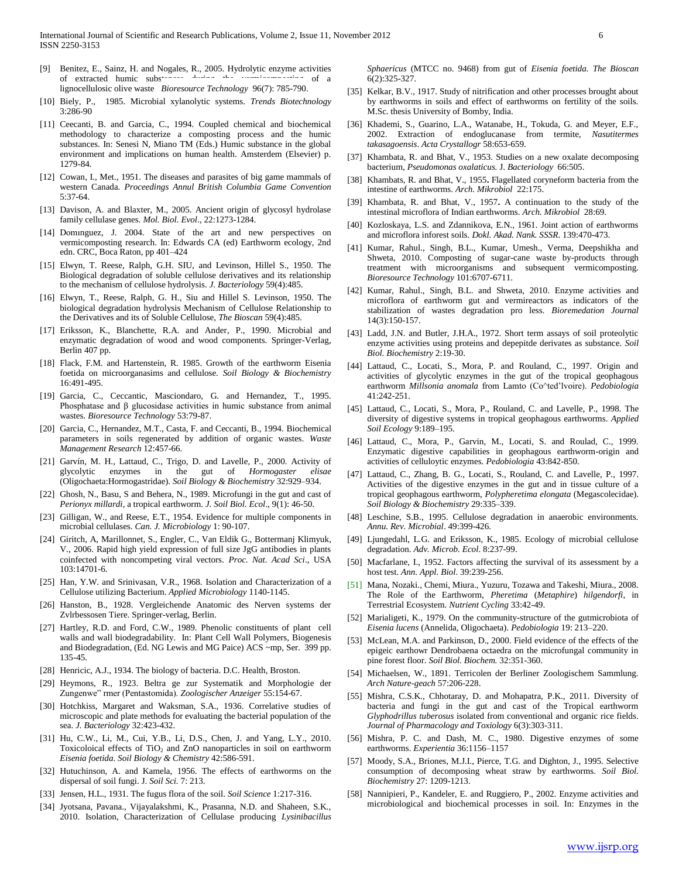[9] Benitez, E., Sainz, H. and Nogales, R., 2005. Hydrolytic enzyme activities of extracted humic substances during the vermicomposting of a lignocellulosic olive waste *Bioresource Technology* 96(7): 785-790.

[10] Biely, P., 1985. Microbial xylanolytic systems. *Trends Biotechnology* 3:286-90

[11] Ceecanti, B. and Garcia, C., 1994. Coupled chemical and biochemical methodology to characterize a composting process and the humic substances. In: Senesi N, Miano TM (Eds.) Humic substance in the global environment and implications on human health. Amsterdem (Elsevier) p. 1279-84.

[12] Cowan, I., Met., 1951. The diseases and parasites of big game mammals of western Canada. *Proceedings Annul British Columbia Game Convention* 5:37-64.

[13] Davison, A. and Blaxter, M., 2005. Ancient origin of glycosyl hydrolase family cellulase genes. *Mol. Biol. Evol*., 22:1273-1284.

[14] Domınguez, J. 2004. State of the art and new perspectives on vermicomposting research. In: Edwards CA (ed) Earthworm ecology, 2nd edn. CRC, Boca Raton, pp 401–424

[15] Elwyn, T. Reese, Ralph, G.H. SIU, and Levinson, Hillel S., 1950. The Biological degradation of soluble cellulose derivatives and its relationship to the mechanism of cellulose hydrolysis. *J. Bacteriology* 59(4):485.

[16] Elwyn, T., Reese, Ralph, G. H., Siu and Hillel S. Levinson, 1950. The biological degradation hydrolysis Mechanism of Cellulose Relationship to the Derivatives and its of Soluble Cellulose, *The Bioscan* 59(4):485.

[17] Eriksson, K., Blanchette, R.A. and Ander, P., 1990. Microbial and enzymatic degradation of wood and wood components. Springer-Verlag, Berlin 407 pp.

[18] Flack, F.M. and Hartenstein, R. 1985. Growth of the earthworm Eisenia foetida on microorganasims and cellulose. *Soil Biology & Biochemistry* 16:491-495.

[19] Garcia, C., Ceccantic, Masciondaro, G. and Hernandez, T., 1995. Phosphatase and β glucosidase activities in humic substance from animal wastes. *Bioresource Technology* 53:79-87.

[20] Garcia, C., Hernandez, M.T., Casta, F. and Ceccanti, B., 1994. Biochemical parameters in soils regenerated by addition of organic wastes. *Waste Management Research* 12:457-66.

[21] Garvín, M. H., Lattaud, C., Trigo, D. and Lavelle, P., 2000. Activity of glycolytic enzymes in the gut of *Hormogaster elisae* (Oligochaeta:Hormogastridae). *Soil Biology & Biochemistry* 32:929–934.

[22] Ghosh, N., Basu, S and Behera, N., 1989. Microfungi in the gut and cast of *Perionyx millardi*, a tropical earthworm. *J. Soil Biol. Ecol*., 9(1): 46-50.

[23] Gilligan, W., and Reese, E.T., 1954. Evidence for multiple components in microbial cellulases. *Can. J. Microbiology* 1: 90-107.

[24] Giritch, A, Marillonnet, S., Engler, C., Van Eldik G., Bottermanj Klimyuk, V., 2006. Rapid high yield expression of full size JgG antibodies in plants coinfected with noncompeting viral vectors. *Proc. Nat. Acad Sci*., USA 103:14701-6.

[25] Han, Y.W. and Srinivasan, V.R., 1968. Isolation and Characterization of a Cellulose utilizing Bacterium. *Applied Microbiology* 1140-1145.

[26] Hanston, B., 1928. Vergleichende Anatomic des Nerven systems der Zvlrbessosen Tiere. Springer-verlag, Berlin.

[27] Hartley, R.D. and Ford, C.W., 1989. Phenolic constituents of plant cell walls and wall biodegradability. In: Plant Cell Wall Polymers, Biogenesis and Biodegradation, (Ed. NG Lewis and MG Paice) ACS ~mp, Ser. 399 pp. 135-45.

[28] Henricic, A.J., 1934. The biology of bacteria. D.C. Health, Broston.

[29] Heymons, R., 1923. Beltra ge zur Systematik and Morphologie der Zungenwe" rmer (Pentastomida). *Zoologischer Anzeiger* 55:154-67.

[30] Hotchkiss, Margaret and Waksman, S.A., 1936. Correlative studies of microscopic and plate methods for evaluating the bacterial population of the sea. *J. Bacteriology* 32:423-432.

[31] Hu, C.W., Li, M., Cui, Y.B., Li, D.S., Chen, J. and Yang, L.Y., 2010. Toxicoloical effects of $TiO_2$ and ZnO nanoparticles in soil on earthworm *Eisenia foetida*. *Soil Biology & Chemistry* 42:586-591.

[32] Hutuchinson, A. and Kamela, 1956. The effects of earthworms on the dispersal of soil fungi. J. *Soil Sci.* 7: 213.

[33] Jensen, H.L., 1931. The fugus flora of the soil. *Soil Science* 1:217-316.

[34] Jyotsana, Pavana., Vijayalakshmi, K., Prasanna, N.D. and Shaheen, S.K., 2010. Isolation, Characterization of Cellulase producing *Lysinibacillus Sphaericus* (MTCC no. 9468) from gut of *Eisenia foetida*. *The Bioscan* 6(2):325-327.

[35] Kelkar, B.V., 1917. Study of nitrification and other processes brought about by earthworms in soils and effect of earthworms on fertility of the soils. M.Sc. thesis University of Bomby, India.

[36] Khademi, S., Guarino, L.A., Watanabe, H., Tokuda, G. and Meyer, E.F., 2002. Extraction of endoglucanase from termite, *Nasutitermes takasagoensis*. *Acta Crystallogr* 58:653-659.

[37] Khambata, R. and Bhat, V., 1953. Studies on a new oxalate decomposing bacterium, *Pseudomonas oxalaticus.* J*. Bacteriology* 66:505.

[38] Khambats, R. and Bhat, V., 1955**.** Flagellated coryneform bacteria from the intestine of earthworms. *Arch. Mikrobiol* 22:175.

[39] Khambata, R. and Bhat, V., 1957**.** A continuation to the study of the intestinal microflora of Indian earthworms. *Arch. Mikrobiol* 28:69.

[40] Kozloskaya, L.S. and Zdannikova, E.N., 1961. Joint action of earthworms and microflora inforest soils. *Dokl. Akad. Nank. SSSR*. 139:470-473.

[41] Kumar, Rahul., Singh, B.L., Kumar, Umesh., Verma, Deepshikha and Shweta, 2010. Composting of sugar-cane waste by-products through treatment with microorganisms and subsequent vermicomposting. *Bioresource Technology* 101:6707-6711.

[42] Kumar, Rahul., Singh, B.L. and Shweta, 2010. Enzyme activities and microflora of earthworm gut and vermireactors as indicators of the stabilization of wastes degradation pro less. *Bioremedation Journal* 14(3):150-157.

[43] Ladd, J.N. and Butler, J.H.A., 1972. Short term assays of soil proteolytic enzyme activities using proteins and depepitde derivates as substance. *Soil Biol. Biochemistry* 2:19-30.

[44] Lattaud, C., Locati, S., Mora, P. and Rouland, C., 1997. Origin and activities of glycolytic enzymes in the gut of the tropical geophagous earthworm *Millsonia anomala* from Lamto (Co^ted'lvoire). *Pedobiologia* 41:242-251.

[45] Lattaud, C., Locati, S., Mora, P., Rouland, C. and Lavelle, P., 1998. The diversity of digestive systems in tropical geophagous earthworms. *Applied Soil Ecology* 9:189–195.

[46] Lattaud, C., Mora, P., Garvin, M., Locati, S. and Roulad, C., 1999. Enzymatic digestive capabilities in geophagous earthworm-origin and activities of celluloytic enzymes. *Pedobiologia* 43:842-850.

[47] Lattaud, C., Zhang, B. G., Locati, S., Rouland, C. and Lavelle, P., 1997. Activities of the digestive enzymes in the gut and in tissue culture of a tropical geophagous earthworm, *Polypheretima elongata* (Megascolecidae). *Soil Biology & Biochemistry* 29:335–339.

[48] Leschine, S.B., 1995. Cellulose degradation in anaerobic environments. *Annu. Rev. Microbial*. 49:399-426.

[49] Ljungedahl, L.G. and Eriksson, K., 1985. Ecology of microbial cellulose degradation. *Adv. Microb. Ecol*. 8:237-99.

[50] Macfarlane, I., 1952. Factors affecting the survival of its assessment by a host test. *Ann. Appl. Biol*. 39:239-256.

[51] Mana, Nozaki., Chemi, Miura., Yuzuru, Tozawa and Takeshi, Miura., 2008. The Role of the Earthworm, *Pheretima* (*Metaphire*) *hilgendorfi*, in Terrestrial Ecosystem. *Nutrient Cycling* 33:42-49.

[52] Marialigeti, K., 1979. On the community-structure of the gutmicrobiota of *Eisenia lucens* (Annelida, Oligochaeta). *Pedobiologia* 19: 213–220.

[53] McLean, M.A. and Parkinson, D., 2000. Field evidence of the effects of the epigeic earthowr Dendrobaena octaedra on the microfungal community in pine forest floor. *Soil Biol. Biochem.* 32:351-360.

[54] Michaelsen, W., 1891. Terricolen der Berliner Zoologischem Sammlung. *Arch Nature-geach* 57:206-228.

[55] Mishra, C.S.K., Chhotaray, D. and Mohapatra, P.K., 2011. Diversity of bacteria and fungi in the gut and cast of the Tropical earthworm *Glyphodrillus tuberosus* isolated from conventional and organic rice fields. *Journal of Pharmacology and Toxiology* 6(3):303-311.

[56] Mishra, P. C. and Dash, M. C., 1980. Digestive enzymes of some earthworms. *Experientia* 36:1156–1157

[57] Moody, S.A., Briones, M.J.I., Pierce, T.G. and Dighton, J., 1995. Selective consumption of decomposing wheat straw by earthworms. *Soil Biol. Biochemistry* 27: 1209-1213.

[58] Nannipieri, P., Kandeler, E. and Ruggiero, P., 2002. Enzyme activities and microbiological and biochemical processes in soil. In: Enzymes in the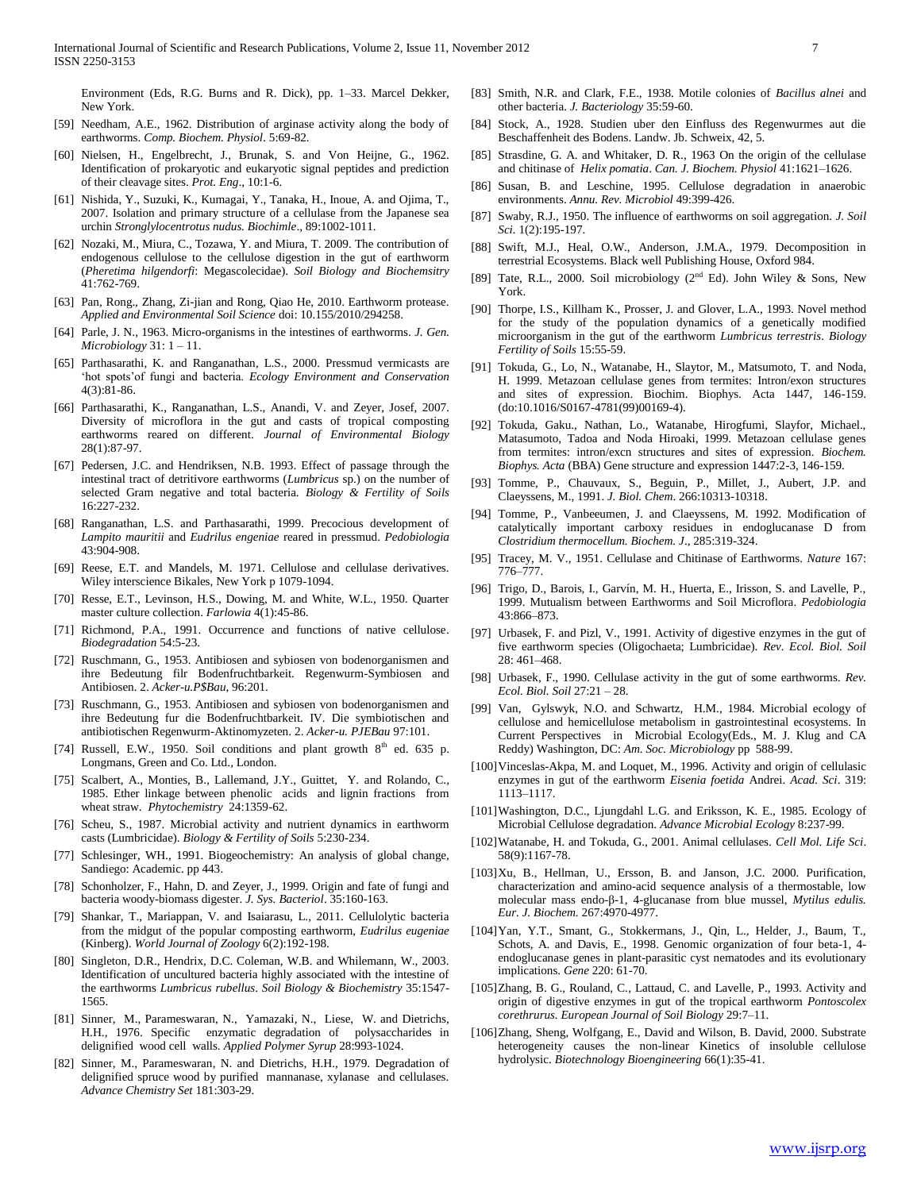Environment (Eds, R.G. Burns and R. Dick), pp. 1–33. Marcel Dekker, New York.

[59] Needham, A.E., 1962. Distribution of arginase activity along the body of earthworms. *Comp. Biochem. Physiol*. 5:69-82.

[60] Nielsen, H., Engelbrecht, J., Brunak, S. and Von Heijne, G., 1962. Identification of prokaryotic and eukaryotic signal peptides and prediction of their cleavage sites. *Prot. Eng*., 10:1-6.

[61] Nishida, Y., Suzuki, K., Kumagai, Y., Tanaka, H., Inoue, A. and Ojima, T., 2007. Isolation and primary structure of a cellulase from the Japanese sea urchin *Stronglylocentrotus nudus. Biochimle*., 89:1002-1011.

[62] Nozaki, M., Miura, C., Tozawa, Y. and Miura, T. 2009. The contribution of endogenous cellulose to the cellulose digestion in the gut of earthworm (*Pheretima hilgendorfi*: Megascolecidae). *Soil Biology and Biochemsitry* 41:762-769.

[63] Pan, Rong., Zhang, Zi-jian and Rong, Qiao He, 2010. Earthworm protease. *Applied and Environmental Soil Science* doi: 10.155/2010/294258.

[64] Parle, J. N., 1963. Micro-organisms in the intestines of earthworms. *J. Gen. Microbiology* 31: 1 – 11.

[65] Parthasarathi, K. and Ranganathan, L.S., 2000. Pressmud vermicasts are 'hot spots'of fungi and bacteria. *Ecology Environment and Conservation* 4(3):81-86.

[66] Parthasarathi, K., Ranganathan, L.S., Anandi, V. and Zeyer, Josef, 2007. Diversity of microflora in the gut and casts of tropical composting earthworms reared on different. *Journal of Environmental Biology* 28(1):87-97.

[67] Pedersen, J.C. and Hendriksen, N.B. 1993. Effect of passage through the intestinal tract of detritivore earthworms (*Lumbricus* sp.) on the number of selected Gram negative and total bacteria. *Biology & Fertility of Soils* 16:227-232.

[68] Ranganathan, L.S. and Parthasarathi, 1999. Precocious development of *Lampito mauritii* and *Eudrilus engeniae* reared in pressmud. *Pedobiologia* 43:904-908.

[69] Reese, E.T. and Mandels, M. 1971. Cellulose and cellulase derivatives. Wiley interscience Bikales, New York p 1079-1094.

[70] Resse, E.T., Levinson, H.S., Dowing, M. and White, W.L., 1950. Quarter master culture collection. *Farlowia* 4(1):45-86.

[71] Richmond, P.A., 1991. Occurrence and functions of native cellulose. *Biodegradation* 54:5-23.

[72] Ruschmann, G., 1953. Antibiosen and sybiosen von bodenorganismen and ihre Bedeutung filr Bodenfruchtbarkeit. Regenwurm-Symbiosen and Antibiosen. 2. *Acker-u.P$Bau*, 96:201.

[73] Ruschmann, G., 1953. Antibiosen and sybiosen von bodenorganismen and ihre Bedeutung fur die Bodenfruchtbarkeit. IV. Die symbiotischen and antibiotischen Regenwurm-Aktinomyzeten. 2. *Acker-u. PJEBau* 97:101.

[74] Russell, E.W., 1950. Soil conditions and plant growth 8th ed. 635 p. Longmans, Green and Co. Ltd., London.

[75] Scalbert, A., Monties, B., Lallemand, J.Y., Guittet, Y. and Rolando, C., 1985. Ether linkage between phenolic acids and lignin fractions from wheat straw. *Phytochemistry* 24:1359-62.

[76] Scheu, S., 1987. Microbial activity and nutrient dynamics in earthworm casts (Lumbricidae). *Biology & Fertility of Soils* 5:230-234.

[77] Schlesinger, WH., 1991. Biogeochemistry: An analysis of global change, Sandiego: Academic. pp 443.

[78] Schonholzer, F., Hahn, D. and Zeyer, J., 1999. Origin and fate of fungi and bacteria woody-biomass digester. *J. Sys. Bacteriol*. 35:160-163.

[79] Shankar, T., Mariappan, V. and Isaiarasu, L., 2011. Cellulolytic bacteria from the midgut of the popular composting earthworm, *Eudrilus eugeniae* (Kinberg). *World Journal of Zoology* 6(2):192-198.

[80] Singleton, D.R., Hendrix, D.C. Coleman, W.B. and Whilemann, W., 2003. Identification of uncultured bacteria highly associated with the intestine of the earthworms *Lumbricus rubellus*. *Soil Biology & Biochemistry* 35:1547-1565.

[81] Sinner, M., Parameswaran, N., Yamazaki, N., Liese, W. and Dietrichs, H.H., 1976. Specific enzymatic degradation of polysaccharides in delignified wood cell walls. *Applied Polymer Syrup* 28:993-1024.

[82] Sinner, M., Parameswaran, N. and Dietrichs, H.H., 1979. Degradation of delignified spruce wood by purified mannanase, xylanase and cellulases. *Advance Chemistry Set* 181:303-29.

[83] Smith, N.R. and Clark, F.E., 1938. Motile colonies of *Bacillus alnei* and other bacteria. *J. Bacteriology* 35:59-60.

[84] Stock, A., 1928. Studien uber den Einfluss des Regenwurmes aut die Beschaffenheit des Bodens. Landw. Jb. Schweix, 42, 5.

[85] Strasdine, G. A. and Whitaker, D. R., 1963 On the origin of the cellulase and chitinase of *Helix pomatia*. *Can. J. Biochem. Physiol* 41:1621–1626.

[86] Susan, B. and Leschine, 1995. Cellulose degradation in anaerobic environments. *Annu. Rev. Microbiol* 49:399-426.

[87] Swaby, R.J., 1950. The influence of earthworms on soil aggregation. *J. Soil Sci*. 1(2):195-197.

[88] Swift, M.J., Heal, O.W., Anderson, J.M.A., 1979. Decomposition in terrestrial Ecosystems. Black well Publishing House, Oxford 984.

[89] Tate, R.L., 2000. Soil microbiology (2nd Ed). John Wiley & Sons, New York.

[90] Thorpe, I.S., Killham K., Prosser, J. and Glover, L.A., 1993. Novel method for the study of the population dynamics of a genetically modified microorganism in the gut of the earthworm *Lumbricus terrestris*. *Biology Fertility of Soils* 15:55-59.

[91] Tokuda, G., Lo, N., Watanabe, H., Slaytor, M., Matsumoto, T. and Noda, H. 1999. Metazoan cellulase genes from termites: Intron/exon structures and sites of expression. Biochim. Biophys. Acta 1447, 146-159. (do:10.1016/S0167-4781(99)00169-4).

[92] Tokuda, Gaku., Nathan, Lo., Watanabe, Hirogfumi, Slayfor, Michael., Matasumoto, Tadoa and Noda Hiroaki, 1999. Metazoan cellulase genes from termites: intron/excn structures and sites of expression. *Biochem. Biophys. Acta* (BBA) Gene structure and expression 1447:2-3, 146-159.

[93] Tomme, P., Chauvaux, S., Beguin, P., Millet, J., Aubert, J.P. and Claeyssens, M., 1991. *J. Biol. Chem*. 266:10313-10318.

[94] Tomme, P., Vanbeeumen, J. and Claeyssens, M. 1992. Modification of catalytically important carboxy residues in endoglucanase D from *Clostridium thermocellum. Biochem. J*., 285:319-324.

[95] Tracey, M. V., 1951. Cellulase and Chitinase of Earthworms. *Nature* 167: 776–777.

[96] Trigo, D., Barois, I., Garvín, M. H., Huerta, E., Irisson, S. and Lavelle, P., 1999. Mutualism between Earthworms and Soil Microflora. *Pedobiologia* 43:866–873.

[97] Urbasek, F. and Pizl, V., 1991. Activity of digestive enzymes in the gut of five earthworm species (Oligochaeta; Lumbricidae). *Rev. Ecol. Biol. Soil* 28: 461–468.

[98] Urbasek, F., 1990. Cellulase activity in the gut of some earthworms. *Rev. Ecol. Biol. Soil* 27:21 – 28.

[99] Van, Gylswyk, N.O. and Schwartz, H.M., 1984. Microbial ecology of cellulose and hemicellulose metabolism in gastrointestinal ecosystems. In Current Perspectives in Microbial Ecology(Eds., M. J. Klug and CA Reddy) Washington, DC: *Am. Soc. Microbiology* pp 588-99.

[100] Vinceslas-Akpa, M. and Loquet, M., 1996. Activity and origin of cellulasic enzymes in gut of the earthworm *Eisenia foetida* Andrei. *Acad. Sci*. 319: 1113–1117.

[101] Washington, D.C., Ljungdahl L.G. and Eriksson, K. E., 1985. Ecology of Microbial Cellulose degradation. *Advance Microbial Ecology* 8:237-99.

[102] Watanabe, H. and Tokuda, G., 2001. Animal cellulases. *Cell Mol. Life Sci*. 58(9):1167-78.

[103] Xu, B., Hellman, U., Ersson, B. and Janson, J.C. 2000. Purification, characterization and amino-acid sequence analysis of a thermostable, low molecular mass endo-β-1, 4-glucanase from blue mussel, *Mytilus edulis. Eur. J. Biochem.* 267:4970-4977.

[104] Yan, Y.T., Smant, G., Stokkermans, J., Qin, L., Helder, J., Baum, T., Schots, A. and Davis, E., 1998. Genomic organization of four beta-1, 4-endoglucanase genes in plant-parasitic cyst nematodes and its evolutionary implications. *Gene* 220: 61-70.

[105] Zhang, B. G., Rouland, C., Lattaud, C. and Lavelle, P., 1993. Activity and origin of digestive enzymes in gut of the tropical earthworm *Pontoscolex corethrurus. European Journal of Soil Biology* 29:7–11.

[106] Zhang, Sheng, Wolfgang, E., David and Wilson, B. David, 2000. Substrate heterogeneity causes the non-linear Kinetics of insoluble cellulose hydrolysic. *Biotechnology Bioengineering* 66(1):35-41.